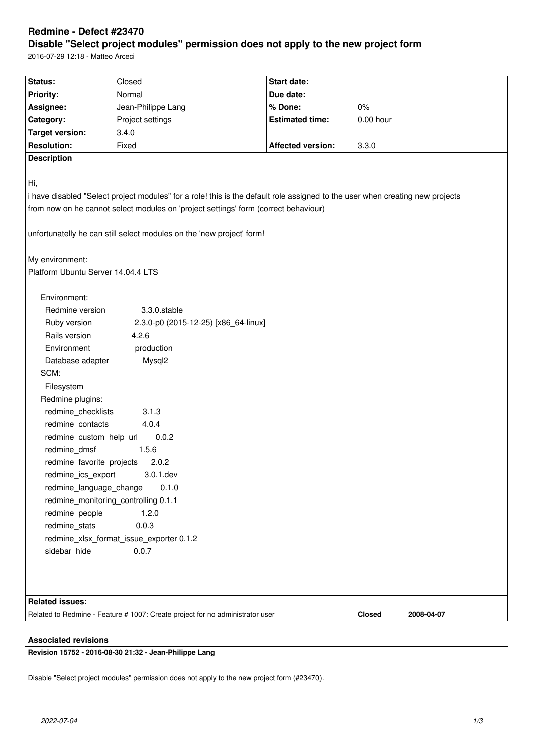# Redmine - Defect #23470

## Disable "Select project modules" permission does not apply to the new project form

2016-07-29 12:18 - Matteo Arceci

| Status: | Closed | Start date: | |
|---|---|---|---|
| Priority: | Normal | Due date: | |
| Assignee: | Jean-Philippe Lang | % Done: | 0% |
| Category: | Project settings | Estimated time: | 0.00 hour |
| Target version: | 3.4.0 | | |
| Resolution: | Fixed | Affected version: | 3.3.0 |

**Description**

Hi,
i have disabled "Select project modules" for a role! this is the default role assigned to the user when creating new projects
from now on he cannot select modules on 'project settings' form (correct behaviour)

unfortunatelly he can still select modules on the 'new project' form!

My environment:
Platform Ubuntu Server 14.04.4 LTS

```
Environment:
  Redmine version                3.3.0.stable
  Ruby version                   2.3.0-p0 (2015-12-25) [x86_64-linux]
  Rails version                  4.2.6
  Environment                    production
  Database adapter               Mysql2
SCM:
  Filesystem
Redmine plugins:
  redmine_checklists             3.1.3
  redmine_contacts               4.0.4
  redmine_custom_help_url        0.0.2
  redmine_dmsf                   1.5.6
  redmine_favorite_projects      2.0.2
  redmine_ics_export             3.0.1.dev
  redmine_language_change        0.1.0
  redmine_monitoring_controlling 0.1.1
  redmine_people                 1.2.0
  redmine_stats                  0.0.3
  redmine_xlsx_format_issue_exporter 0.1.2
  sidebar_hide                   0.0.7
```

**Related issues:**

| | | |
|---|---|---|
| Related to Redmine - Feature # 1007: Create project for no administrator user | Closed | 2008-04-07 |

### Associated revisions

**Revision 15752 - 2016-08-30 21:32 - Jean-Philippe Lang**

Disable "Select project modules" permission does not apply to the new project form (#23470).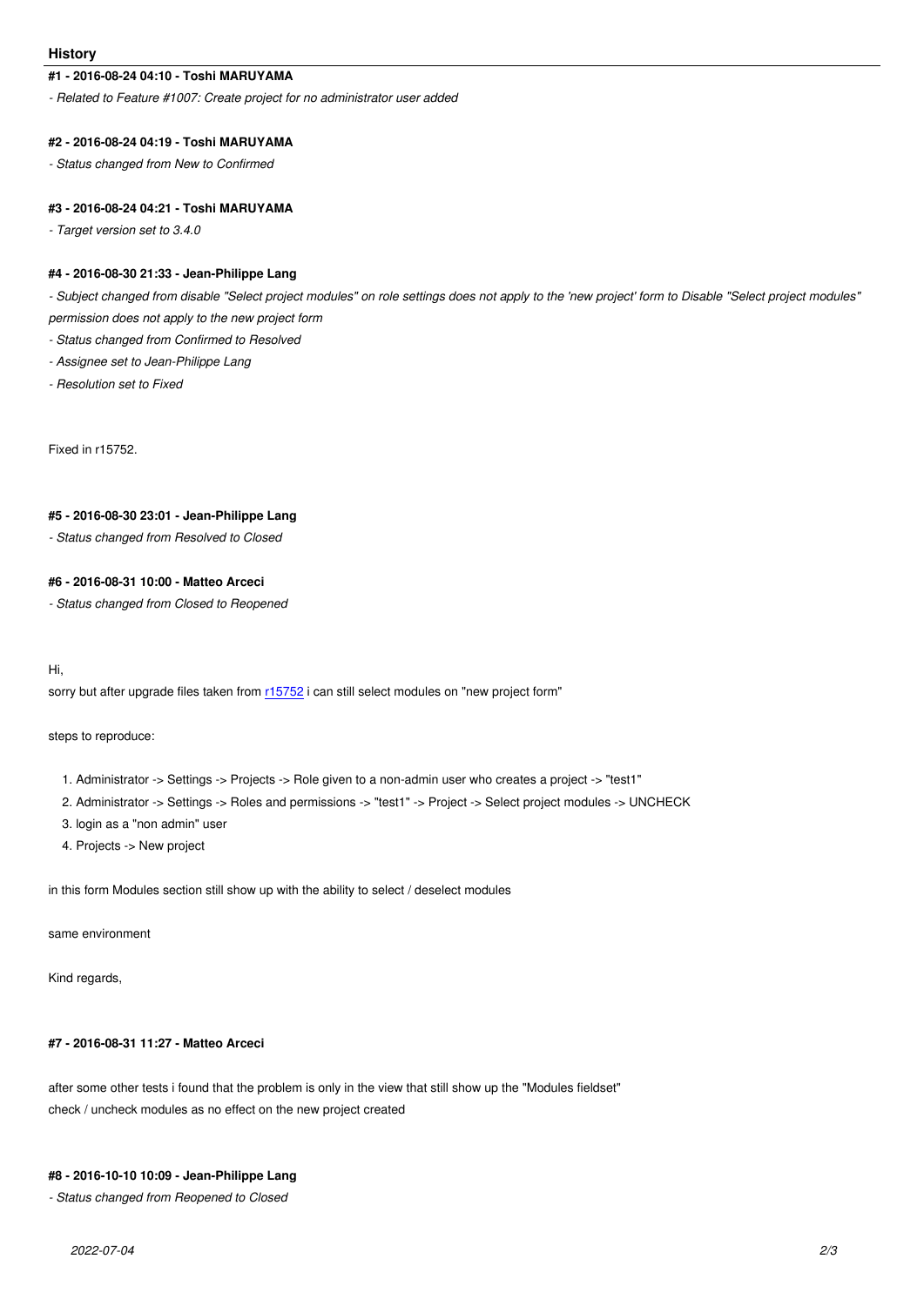## History

### #1 - 2016-08-24 04:10 - Toshi MARUYAMA

*- Related to Feature #1007: Create project for no administrator user added*

### #2 - 2016-08-24 04:19 - Toshi MARUYAMA

*- Status changed from New to Confirmed*

### #3 - 2016-08-24 04:21 - Toshi MARUYAMA

*- Target version set to 3.4.0*

### #4 - 2016-08-30 21:33 - Jean-Philippe Lang

*- Subject changed from disable "Select project modules" on role settings does not apply to the 'new project' form to Disable "Select project modules" permission does not apply to the new project form*

*- Status changed from Confirmed to Resolved*

*- Assignee set to Jean-Philippe Lang*

*- Resolution set to Fixed*

Fixed in r15752.

### #5 - 2016-08-30 23:01 - Jean-Philippe Lang

*- Status changed from Resolved to Closed*

### #6 - 2016-08-31 10:00 - Matteo Arceci

*- Status changed from Closed to Reopened*

Hi,
sorry but after upgrade files taken from r15752 i can still select modules on "new project form"

steps to reproduce:

1. Administrator -> Settings -> Projects -> Role given to a non-admin user who creates a project -> "test1"
2. Administrator -> Settings -> Roles and permissions -> "test1" -> Project -> Select project modules -> UNCHECK
3. login as a "non admin" user
4. Projects -> New project

in this form Modules section still show up with the ability to select / deselect modules

same environment

Kind regards,

### #7 - 2016-08-31 11:27 - Matteo Arceci

after some other tests i found that the problem is only in the view that still show up the "Modules fieldset"
check / uncheck modules as no effect on the new project created

### #8 - 2016-10-10 10:09 - Jean-Philippe Lang

*- Status changed from Reopened to Closed*